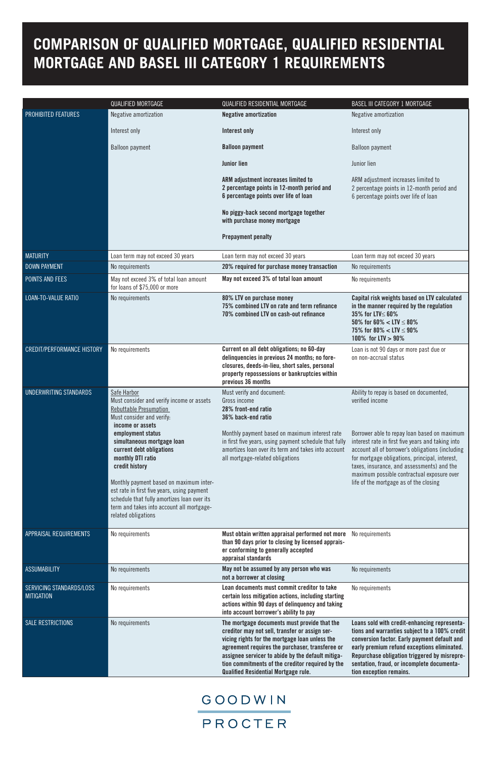# COMPARISON OF QUALIFIED MORTGAGE, QUALIFIED RESIDENTIAL MORTGAGE AND BASEL III CATEGORY 1 REQUIREMENTS

| | QUALIFIED MORTGAGE | QUALIFIED RESIDENTIAL MORTGAGE | BASEL III CATEGORY 1 MORTGAGE |
|---|---|---|---|
| PROHIBITED FEATURES | Negative amortization<br><br>Interest only<br><br>Balloon payment | **Negative amortization**<br><br>**Interest only**<br><br>**Balloon payment**<br><br>**Junior lien**<br><br>**ARM adjustment increases limited to 2 percentage points in 12-month period and 6 percentage points over life of loan**<br><br>**No piggy-back second mortgage together with purchase money mortgage**<br><br>**Prepayment penalty** | Negative amortization<br><br>Interest only<br><br>Balloon payment<br><br>Junior lien<br><br>ARM adjustment increases limited to 2 percentage points in 12-month period and 6 percentage points over life of loan |
| MATURITY | Loan term may not exceed 30 years | Loan term may not exceed 30 years | Loan term may not exceed 30 years |
| DOWN PAYMENT | No requirements | **20% required for purchase money transaction** | No requirements |
| POINTS AND FEES | May not exceed 3% of total loan amount for loans of $75,000 or more | **May not exceed 3% of total loan amount** | No requirements |
| LOAN-TO-VALUE RATIO | No requirements | **80% LTV on purchase money**<br>**75% combined LTV on rate and term refinance**<br>**70% combined LTV on cash-out refinance** | **Capital risk weights based on LTV calculated in the manner required by the regulation**<br>**35% for LTV ≤ 60%**<br>**50% for 60% < LTV ≤ 80%**<br>**75% for 80% < LTV ≤ 90%**<br>**100% for LTV > 90%** |
| CREDIT/PERFORMANCE HISTORY | No requirements | **Current on all debt obligations; no 60-day delinquencies in previous 24 months; no foreclosures, deeds-in-lieu, short sales, personal property repossessions or bankruptcies within previous 36 months** | Loan is not 90 days or more past due or on non-accrual status |
| UNDERWRITING STANDARDS | Safe Harbor<br>Must consider and verify income or assets<br>Rebuttable Presumption<br>Must consider and verify:<br>**income or assets**<br>**employment status**<br>**simultaneous mortgage loan**<br>**current debt obligations**<br>**monthly DTI ratio**<br>**credit history**<br><br>Monthly payment based on maximum interest rate in first five years, using payment schedule that fully amortizes loan over its term and takes into account all mortgage-related obligations | Must verify and document:<br>Gross income<br>**28% front-end ratio**<br>**36% back-end ratio**<br><br>Monthly payment based on maximum interest rate in first five years, using payment schedule that fully amortizes loan over its term and takes into account all mortgage-related obligations | Ability to repay is based on documented, verified income<br><br>Borrower able to repay loan based on maximum interest rate in first five years and taking into account all of borrower's obligations (including for mortgage obligations, principal, interest, taxes, insurance, and assessments) and the maximum possible contractual exposure over life of the mortgage as of the closing |
| APPRAISAL REQUIREMENTS | No requirements | **Must obtain written appraisal performed not more than 90 days prior to closing by licensed appraiser conforming to generally accepted appraisal standards** | No requirements |
| ASSUMABILITY | No requirements | **May not be assumed by any person who was not a borrower at closing** | No requirements |
| SERVICING STANDARDS/LOSS MITIGATION | No requirements | **Loan documents must commit creditor to take certain loss mitigation actions, including starting actions within 90 days of delinquency and taking into account borrower's ability to pay** | No requirements |
| SALE RESTRICTIONS | No requirements | **The mortgage documents must provide that the creditor may not sell, transfer or assign servicing rights for the mortgage loan unless the agreement requires the purchaser, transferee or assignee servicer to abide by the default mitigation commitments of the creditor required by the Qualified Residential Mortgage rule.** | **Loans sold with credit-enhancing representations and warranties subject to a 100% credit conversion factor. Early payment default and early premium refund exceptions eliminated. Repurchase obligation triggered by misrepresentation, fraud, or incomplete documentation exception remains.** |

GOODWIN PROCTER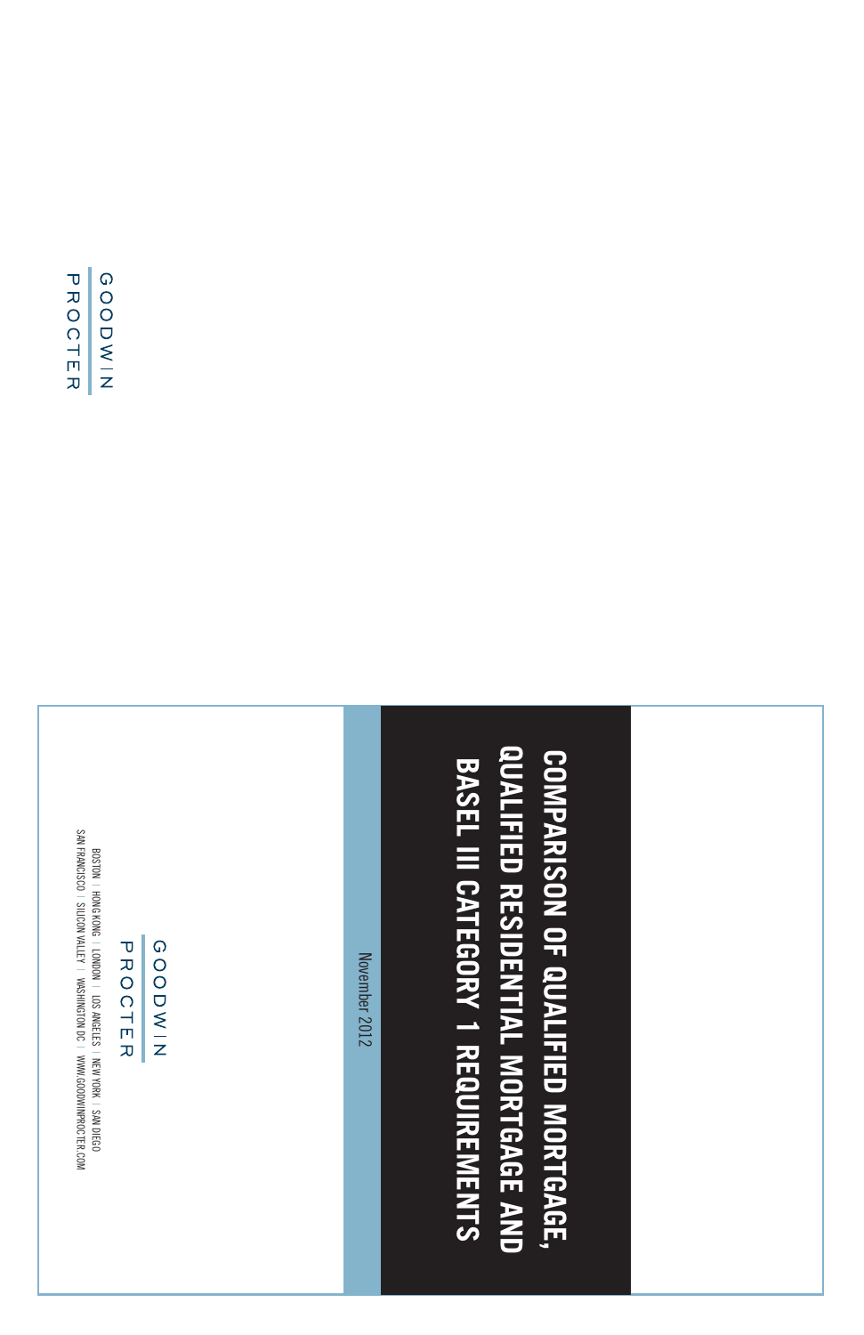GOODWIN PROCTER

# COMPARISON OF QUALIFIED MORTGAGE, QUALIFIED RESIDENTIAL MORTGAGE AND BASEL III CATEGORY 1 REQUIREMENTS

November 2012

GOODWIN PROCTER

BOSTON | HONG KONG | LONDON | LOS ANGELES | NEW YORK | SAN DIEGO
SAN FRANCISCO | SILICON VALLEY | WASHINGTON DC | WWW.GOODWINPROCTER.COM